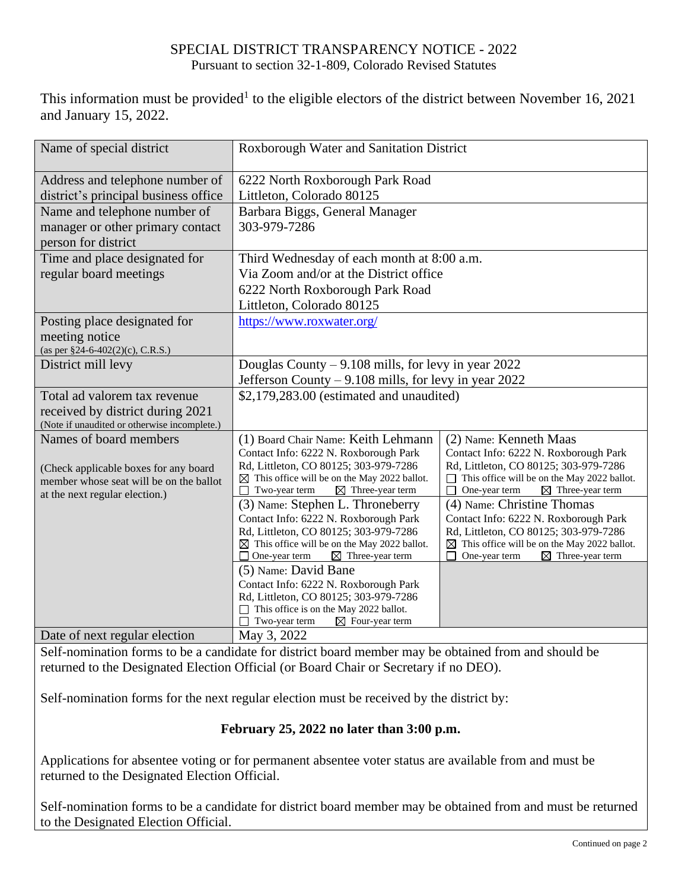# SPECIAL DISTRICT TRANSPARENCY NOTICE - 2022

Pursuant to section 32-1-809, Colorado Revised Statutes

This information must be provided[1] to the eligible electors of the district between November 16, 2021 and January 15, 2022.

| Field | Information | |
|---|---|---|
| Name of special district | Roxborough Water and Sanitation District | |
| Address and telephone number of district's principal business office | 6222 North Roxborough Park Road<br>Littleton, Colorado 80125 | |
| Name and telephone number of manager or other primary contact person for district | Barbara Biggs, General Manager<br>303-979-7286 | |
| Time and place designated for regular board meetings | Third Wednesday of each month at 8:00 a.m.<br>Via Zoom and/or at the District office<br>6222 North Roxborough Park Road<br>Littleton, Colorado 80125 | |
| Posting place designated for meeting notice<br>(as per §24-6-402(2)(c), C.R.S.) | https://www.roxwater.org/ | |
| District mill levy | Douglas County – 9.108 mills, for levy in year 2022<br>Jefferson County – 9.108 mills, for levy in year 2022 | |
| Total ad valorem tax revenue received by district during 2021<br>(Note if unaudited or otherwise incomplete.) | $2,179,283.00 (estimated and unaudited) | |
| Names of board members<br><br>(Check applicable boxes for any board member whose seat will be on the ballot at the next regular election.) | (1) Board Chair Name: Keith Lehmann<br>Contact Info: 6222 N. Roxborough Park Rd, Littleton, CO 80125; 303-979-7286<br>☒ This office will be on the May 2022 ballot.<br>☐ Two-year term ☒ Three-year term | (2) Name: Kenneth Maas<br>Contact Info: 6222 N. Roxborough Park Rd, Littleton, CO 80125; 303-979-7286<br>☐ This office will be on the May 2022 ballot.<br>☐ One-year term ☒ Three-year term |
| | (3) Name: Stephen L. Throneberry<br>Contact Info: 6222 N. Roxborough Park Rd, Littleton, CO 80125; 303-979-7286<br>☒ This office will be on the May 2022 ballot.<br>☐ One-year term ☒ Three-year term | (4) Name: Christine Thomas<br>Contact Info: 6222 N. Roxborough Park Rd, Littleton, CO 80125; 303-979-7286<br>☒ This office will be on the May 2022 ballot.<br>☐ One-year term ☒ Three-year term |
| | (5) Name: David Bane<br>Contact Info: 6222 N. Roxborough Park Rd, Littleton, CO 80125; 303-979-7286<br>☐ This office is on the May 2022 ballot.<br>☐ Two-year term ☒ Four-year term | |
| Date of next regular election | May 3, 2022 | |

Self-nomination forms to be a candidate for district board member may be obtained from and should be returned to the Designated Election Official (or Board Chair or Secretary if no DEO).

Self-nomination forms for the next regular election must be received by the district by:

**February 25, 2022 no later than 3:00 p.m.**

Applications for absentee voting or for permanent absentee voter status are available from and must be returned to the Designated Election Official.

Self-nomination forms to be a candidate for district board member may be obtained from and must be returned to the Designated Election Official.

Continued on page 2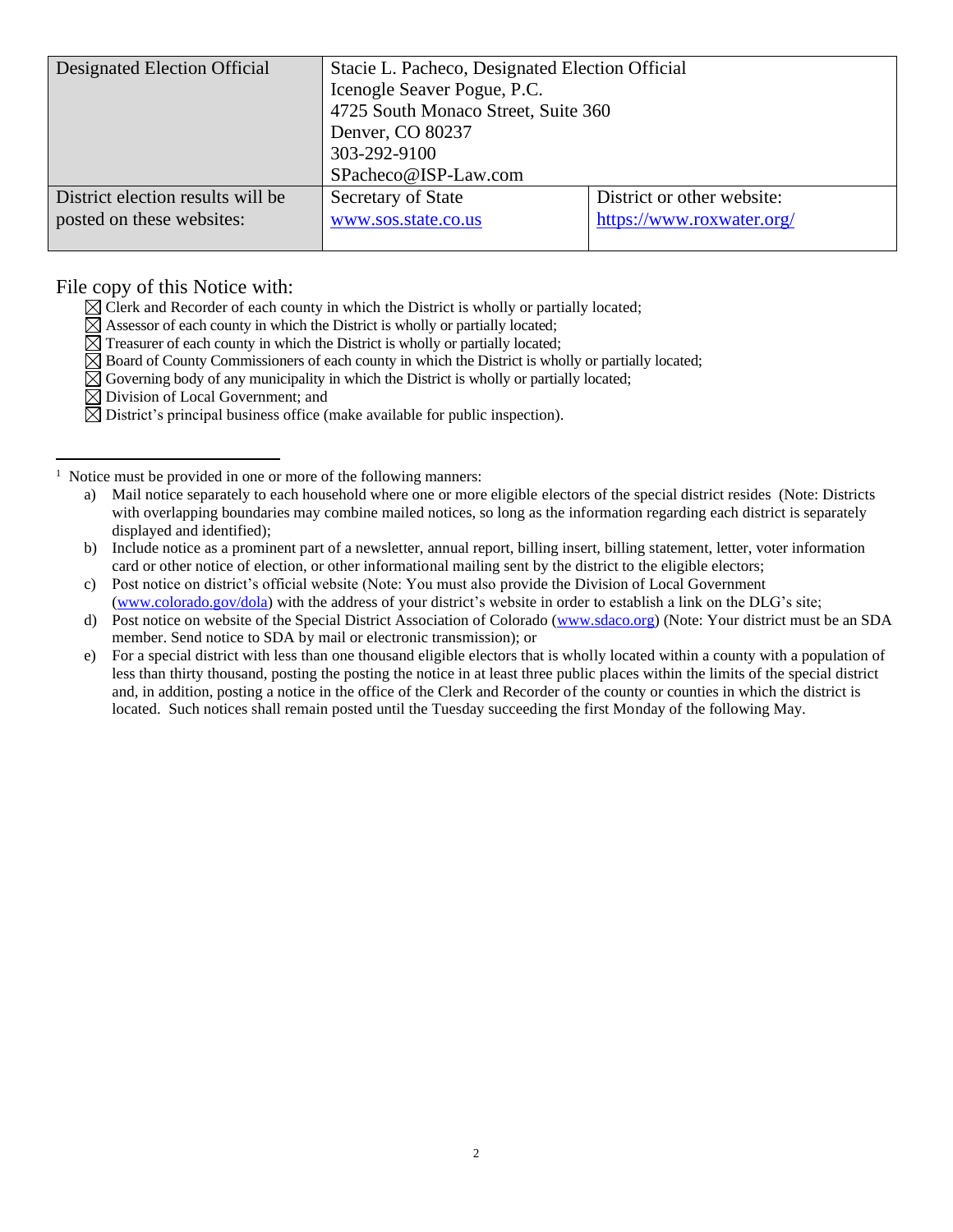| | | |
|---|---|---|
| Designated Election Official | Stacie L. Pacheco, Designated Election Official<br>Icenogle Seaver Pogue, P.C.<br>4725 South Monaco Street, Suite 360<br>Denver, CO 80237<br>303-292-9100<br>SPacheco@ISP-Law.com | |
| District election results will be posted on these websites: | Secretary of State<br>www.sos.state.co.us | District or other website:<br>https://www.roxwater.org/ |

File copy of this Notice with:

- ☒ Clerk and Recorder of each county in which the District is wholly or partially located;
- ☒ Assessor of each county in which the District is wholly or partially located;
- ☒ Treasurer of each county in which the District is wholly or partially located;
- ☒ Board of County Commissioners of each county in which the District is wholly or partially located;
- ☒ Governing body of any municipality in which the District is wholly or partially located;
- ☒ Division of Local Government; and
- ☒ District's principal business office (make available for public inspection).

---

[1] Notice must be provided in one or more of the following manners:

a) Mail notice separately to each household where one or more eligible electors of the special district resides (Note: Districts with overlapping boundaries may combine mailed notices, so long as the information regarding each district is separately displayed and identified);

b) Include notice as a prominent part of a newsletter, annual report, billing insert, billing statement, letter, voter information card or other notice of election, or other informational mailing sent by the district to the eligible electors;

c) Post notice on district's official website (Note: You must also provide the Division of Local Government (www.colorado.gov/dola) with the address of your district's website in order to establish a link on the DLG's site;

d) Post notice on website of the Special District Association of Colorado (www.sdaco.org) (Note: Your district must be an SDA member. Send notice to SDA by mail or electronic transmission); or

e) For a special district with less than one thousand eligible electors that is wholly located within a county with a population of less than thirty thousand, posting the posting the notice in at least three public places within the limits of the special district and, in addition, posting a notice in the office of the Clerk and Recorder of the county or counties in which the district is located. Such notices shall remain posted until the Tuesday succeeding the first Monday of the following May.